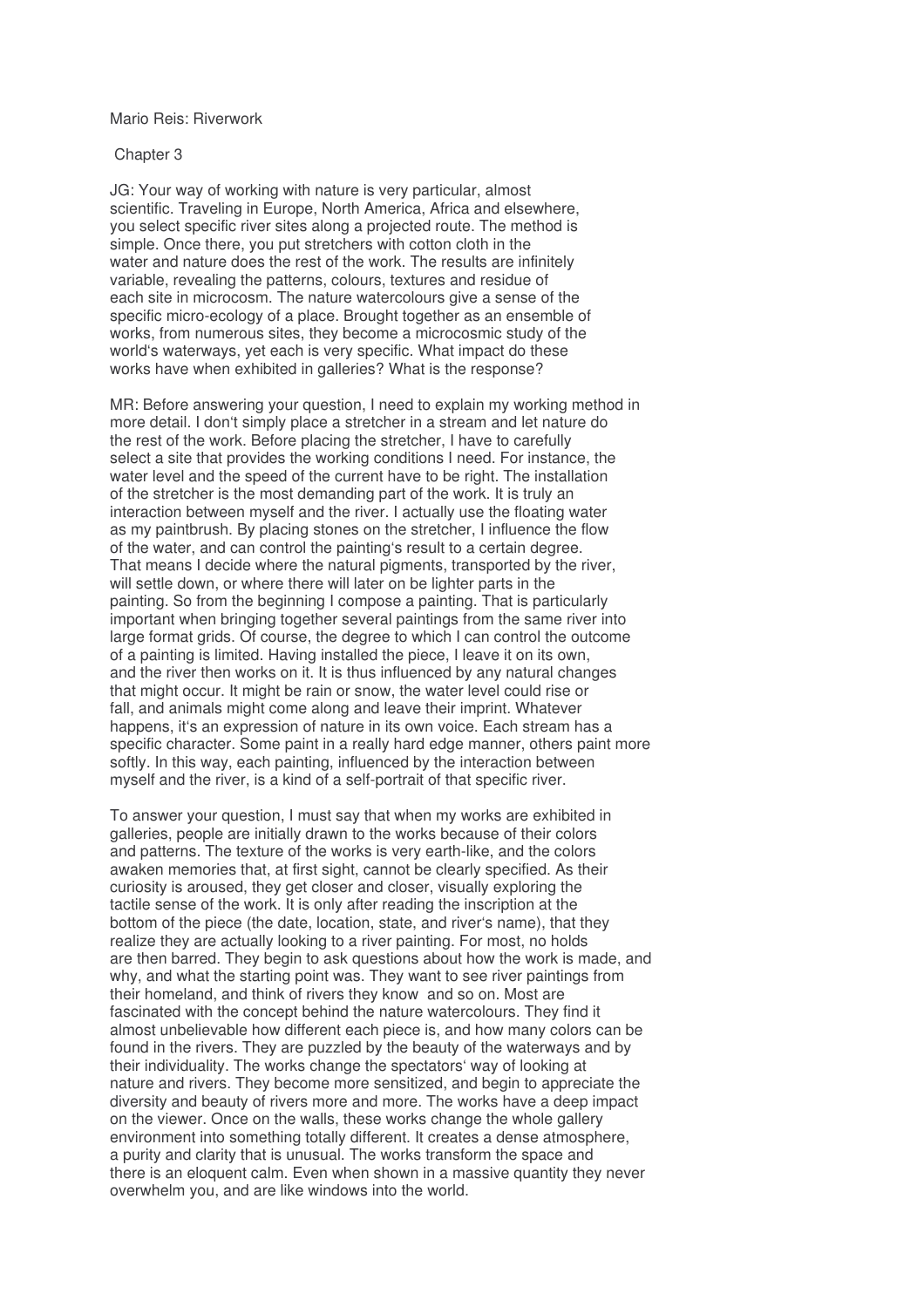Mario Reis: Riverwork

Chapter 3

JG: Your way of working with nature is very particular, almost scientific. Traveling in Europe, North America, Africa and elsewhere, you select specific river sites along a projected route. The method is simple. Once there, you put stretchers with cotton cloth in the water and nature does the rest of the work. The results are infinitely variable, revealing the patterns, colours, textures and residue of each site in microcosm. The nature watercolours give a sense of the specific micro-ecology of a place. Brought together as an ensemble of works, from numerous sites, they become a microcosmic study of the world's waterways, yet each is very specific. What impact do these works have when exhibited in galleries? What is the response?

MR: Before answering your question, I need to explain my working method in more detail. I don't simply place a stretcher in a stream and let nature do the rest of the work. Before placing the stretcher, I have to carefully select a site that provides the working conditions I need. For instance, the water level and the speed of the current have to be right. The installation of the stretcher is the most demanding part of the work. It is truly an interaction between myself and the river. I actually use the floating water as my paintbrush. By placing stones on the stretcher, I influence the flow of the water, and can control the painting's result to a certain degree. That means I decide where the natural pigments, transported by the river, will settle down, or where there will later on be lighter parts in the painting. So from the beginning I compose a painting. That is particularly important when bringing together several paintings from the same river into large format grids. Of course, the degree to which I can control the outcome of a painting is limited. Having installed the piece, I leave it on its own, and the river then works on it. It is thus influenced by any natural changes that might occur. It might be rain or snow, the water level could rise or fall, and animals might come along and leave their imprint. Whatever happens, it's an expression of nature in its own voice. Each stream has a specific character. Some paint in a really hard edge manner, others paint more softly. In this way, each painting, influenced by the interaction between myself and the river, is a kind of a self-portrait of that specific river.

To answer your question, I must say that when my works are exhibited in galleries, people are initially drawn to the works because of their colors and patterns. The texture of the works is very earth-like, and the colors awaken memories that, at first sight, cannot be clearly specified. As their curiosity is aroused, they get closer and closer, visually exploring the tactile sense of the work. It is only after reading the inscription at the bottom of the piece (the date, location, state, and river's name), that they realize they are actually looking to a river painting. For most, no holds are then barred. They begin to ask questions about how the work is made, and why, and what the starting point was. They want to see river paintings from their homeland, and think of rivers they know and so on. Most are fascinated with the concept behind the nature watercolours. They find it almost unbelievable how different each piece is, and how many colors can be found in the rivers. They are puzzled by the beauty of the waterways and by their individuality. The works change the spectators' way of looking at nature and rivers. They become more sensitized, and begin to appreciate the diversity and beauty of rivers more and more. The works have a deep impact on the viewer. Once on the walls, these works change the whole gallery environment into something totally different. It creates a dense atmosphere, a purity and clarity that is unusual. The works transform the space and there is an eloquent calm. Even when shown in a massive quantity they never overwhelm you, and are like windows into the world.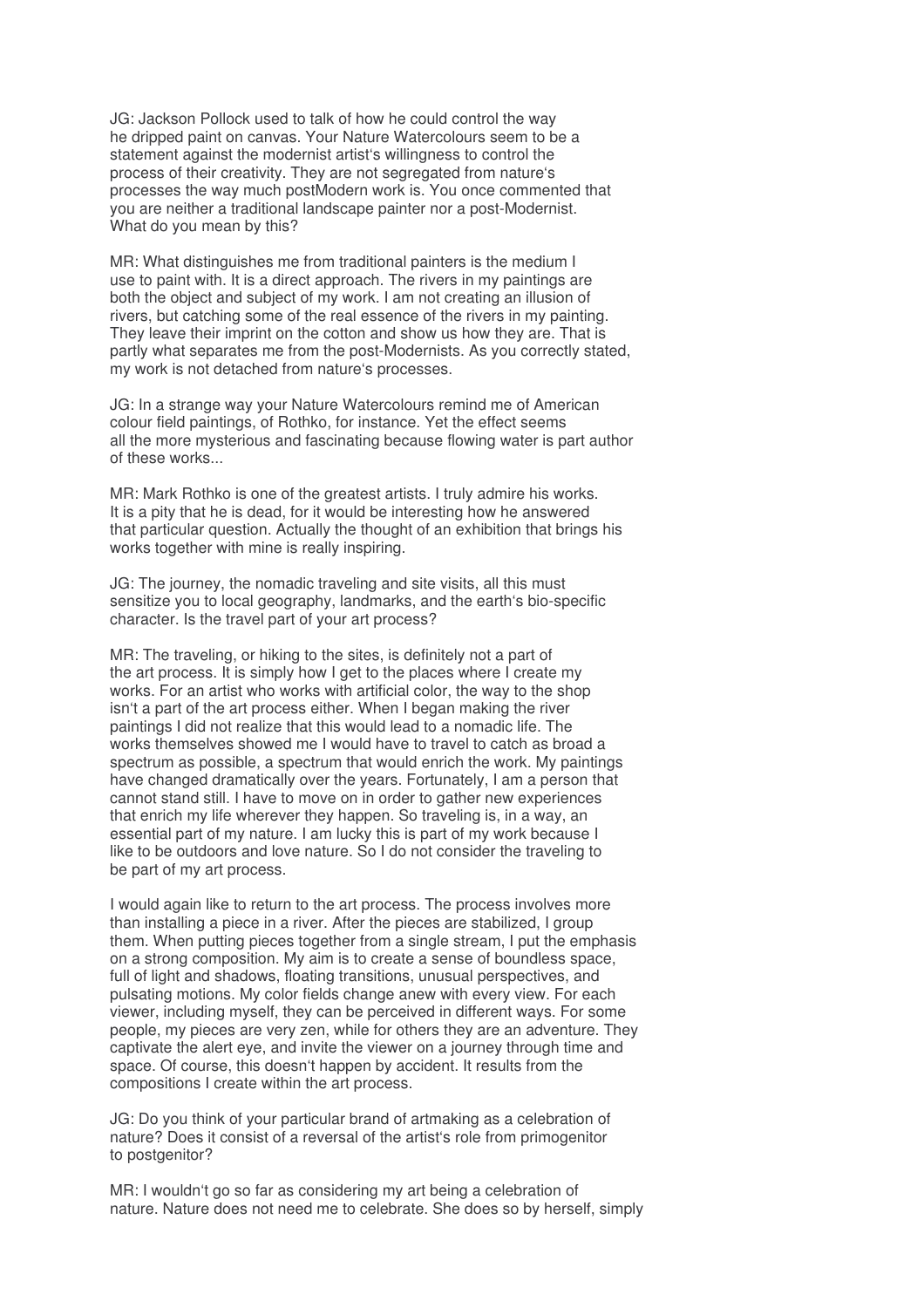JG: Jackson Pollock used to talk of how he could control the way he dripped paint on canvas. Your Nature Watercolours seem to be a statement against the modernist artist's willingness to control the process of their creativity. They are not segregated from nature's processes the way much postModern work is. You once commented that you are neither a traditional landscape painter nor a post-Modernist. What do you mean by this?

MR: What distinguishes me from traditional painters is the medium I use to paint with. It is a direct approach. The rivers in my paintings are both the object and subject of my work. I am not creating an illusion of rivers, but catching some of the real essence of the rivers in my painting. They leave their imprint on the cotton and show us how they are. That is partly what separates me from the post-Modernists. As you correctly stated, my work is not detached from nature's processes.

JG: In a strange way your Nature Watercolours remind me of American colour field paintings, of Rothko, for instance. Yet the effect seems all the more mysterious and fascinating because flowing water is part author of these works...

MR: Mark Rothko is one of the greatest artists. I truly admire his works. It is a pity that he is dead, for it would be interesting how he answered that particular question. Actually the thought of an exhibition that brings his works together with mine is really inspiring.

JG: The journey, the nomadic traveling and site visits, all this must sensitize you to local geography, landmarks, and the earth's bio-specific character. Is the travel part of your art process?

MR: The traveling, or hiking to the sites, is definitely not a part of the art process. It is simply how I get to the places where I create my works. For an artist who works with artificial color, the way to the shop isn't a part of the art process either. When I began making the river paintings I did not realize that this would lead to a nomadic life. The works themselves showed me I would have to travel to catch as broad a spectrum as possible, a spectrum that would enrich the work. My paintings have changed dramatically over the years. Fortunately, I am a person that cannot stand still. I have to move on in order to gather new experiences that enrich my life wherever they happen. So traveling is, in a way, an essential part of my nature. I am lucky this is part of my work because I like to be outdoors and love nature. So I do not consider the traveling to be part of my art process.

I would again like to return to the art process. The process involves more than installing a piece in a river. After the pieces are stabilized, I group them. When putting pieces together from a single stream, I put the emphasis on a strong composition. My aim is to create a sense of boundless space, full of light and shadows, floating transitions, unusual perspectives, and pulsating motions. My color fields change anew with every view. For each viewer, including myself, they can be perceived in different ways. For some people, my pieces are very zen, while for others they are an adventure. They captivate the alert eye, and invite the viewer on a journey through time and space. Of course, this doesn't happen by accident. It results from the compositions I create within the art process.

JG: Do you think of your particular brand of artmaking as a celebration of nature? Does it consist of a reversal of the artist's role from primogenitor to postgenitor?

MR: I wouldn't go so far as considering my art being a celebration of nature. Nature does not need me to celebrate. She does so by herself, simply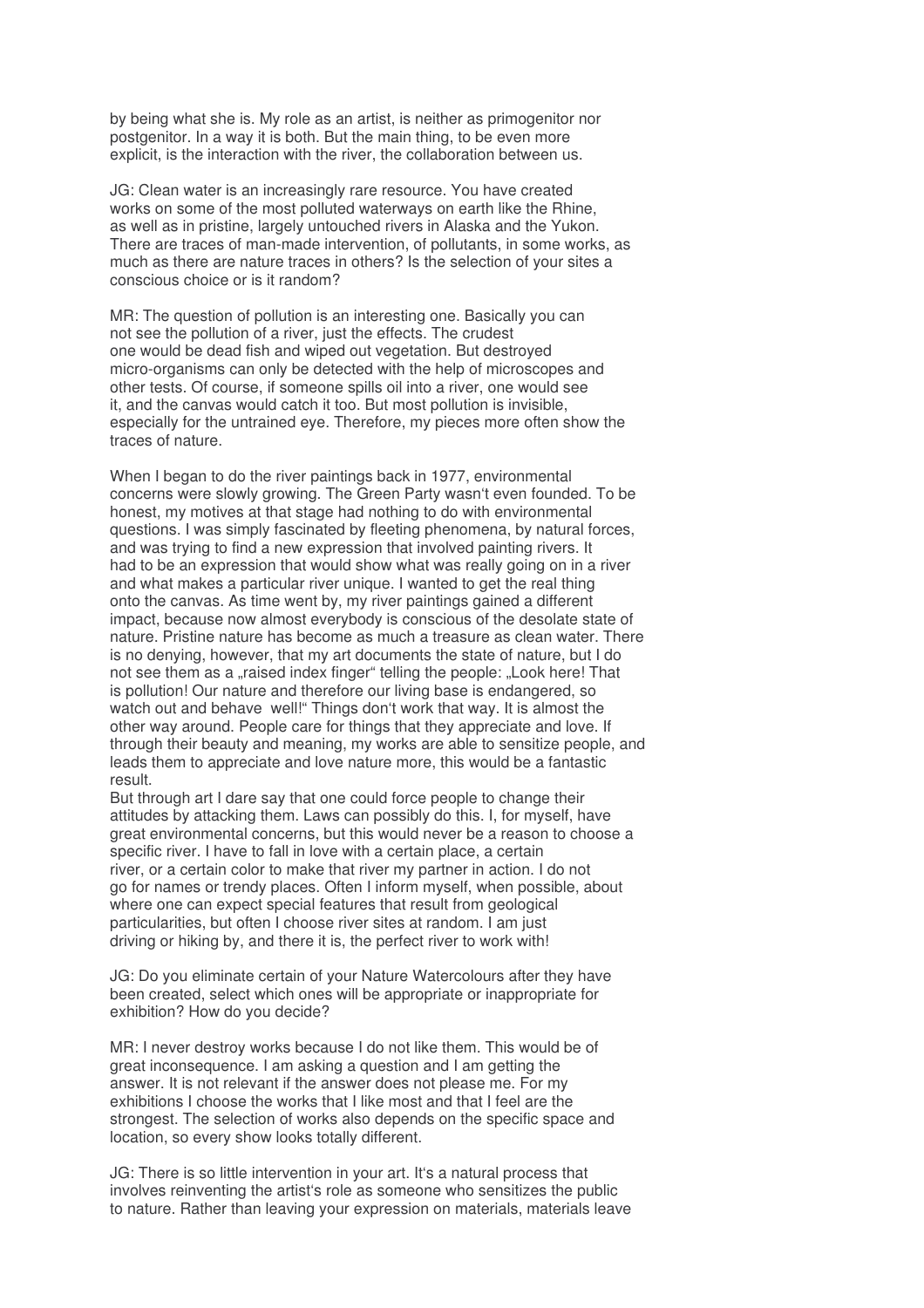by being what she is. My role as an artist, is neither as primogenitor nor postgenitor. In a way it is both. But the main thing, to be even more explicit, is the interaction with the river, the collaboration between us.

JG: Clean water is an increasingly rare resource. You have created works on some of the most polluted waterways on earth like the Rhine, as well as in pristine, largely untouched rivers in Alaska and the Yukon. There are traces of man-made intervention, of pollutants, in some works, as much as there are nature traces in others? Is the selection of your sites a conscious choice or is it random?

MR: The question of pollution is an interesting one. Basically you can not see the pollution of a river, just the effects. The crudest one would be dead fish and wiped out vegetation. But destroyed micro-organisms can only be detected with the help of microscopes and other tests. Of course, if someone spills oil into a river, one would see it, and the canvas would catch it too. But most pollution is invisible, especially for the untrained eye. Therefore, my pieces more often show the traces of nature.

When I began to do the river paintings back in 1977, environmental concerns were slowly growing. The Green Party wasn't even founded. To be honest, my motives at that stage had nothing to do with environmental questions. I was simply fascinated by fleeting phenomena, by natural forces, and was trying to find a new expression that involved painting rivers. It had to be an expression that would show what was really going on in a river and what makes a particular river unique. I wanted to get the real thing onto the canvas. As time went by, my river paintings gained a different impact, because now almost everybody is conscious of the desolate state of nature. Pristine nature has become as much a treasure as clean water. There is no denying, however, that my art documents the state of nature, but I do not see them as a „raised index finger" telling the people: „Look here! That is pollution! Our nature and therefore our living base is endangered, so watch out and behave well!" Things don't work that way. It is almost the other way around. People care for things that they appreciate and love. If through their beauty and meaning, my works are able to sensitize people, and leads them to appreciate and love nature more, this would be a fantastic result.
But through art I dare say that one could force people to change their attitudes by attacking them. Laws can possibly do this. I, for myself, have great environmental concerns, but this would never be a reason to choose a specific river. I have to fall in love with a certain place, a certain river, or a certain color to make that river my partner in action. I do not go for names or trendy places. Often I inform myself, when possible, about where one can expect special features that result from geological particularities, but often I choose river sites at random. I am just driving or hiking by, and there it is, the perfect river to work with!

JG: Do you eliminate certain of your Nature Watercolours after they have been created, select which ones will be appropriate or inappropriate for exhibition? How do you decide?

MR: I never destroy works because I do not like them. This would be of great inconsequence. I am asking a question and I am getting the answer. It is not relevant if the answer does not please me. For my exhibitions I choose the works that I like most and that I feel are the strongest. The selection of works also depends on the specific space and location, so every show looks totally different.

JG: There is so little intervention in your art. It's a natural process that involves reinventing the artist's role as someone who sensitizes the public to nature. Rather than leaving your expression on materials, materials leave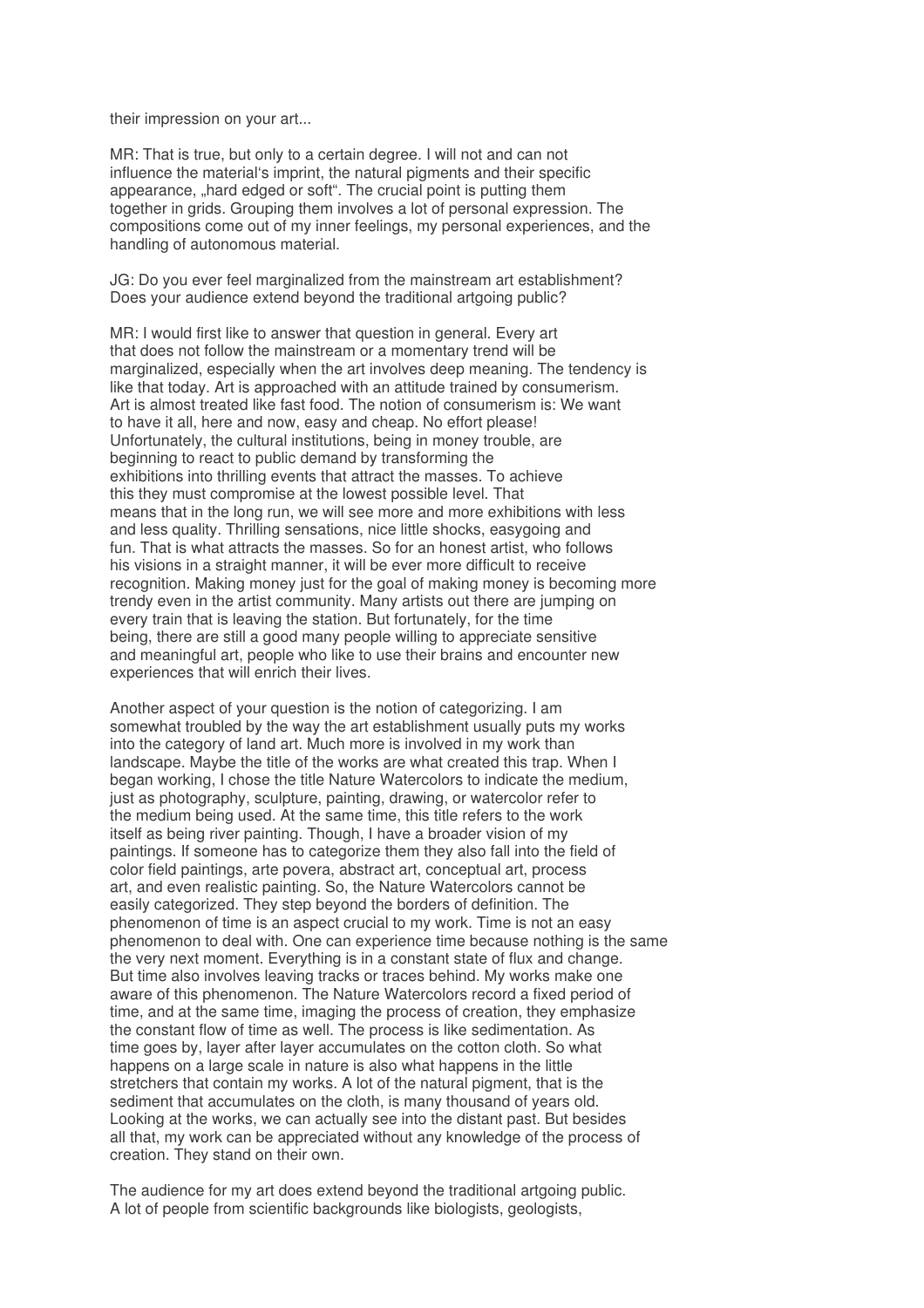their impression on your art...

MR: That is true, but only to a certain degree. I will not and can not influence the material's imprint, the natural pigments and their specific appearance, „hard edged or soft". The crucial point is putting them together in grids. Grouping them involves a lot of personal expression. The compositions come out of my inner feelings, my personal experiences, and the handling of autonomous material.

JG: Do you ever feel marginalized from the mainstream art establishment? Does your audience extend beyond the traditional artgoing public?

MR: I would first like to answer that question in general. Every art that does not follow the mainstream or a momentary trend will be marginalized, especially when the art involves deep meaning. The tendency is like that today. Art is approached with an attitude trained by consumerism. Art is almost treated like fast food. The notion of consumerism is: We want to have it all, here and now, easy and cheap. No effort please! Unfortunately, the cultural institutions, being in money trouble, are beginning to react to public demand by transforming the exhibitions into thrilling events that attract the masses. To achieve this they must compromise at the lowest possible level. That means that in the long run, we will see more and more exhibitions with less and less quality. Thrilling sensations, nice little shocks, easygoing and fun. That is what attracts the masses. So for an honest artist, who follows his visions in a straight manner, it will be ever more difficult to receive recognition. Making money just for the goal of making money is becoming more trendy even in the artist community. Many artists out there are jumping on every train that is leaving the station. But fortunately, for the time being, there are still a good many people willing to appreciate sensitive and meaningful art, people who like to use their brains and encounter new experiences that will enrich their lives.

Another aspect of your question is the notion of categorizing. I am somewhat troubled by the way the art establishment usually puts my works into the category of land art. Much more is involved in my work than landscape. Maybe the title of the works are what created this trap. When I began working, I chose the title Nature Watercolors to indicate the medium, just as photography, sculpture, painting, drawing, or watercolor refer to the medium being used. At the same time, this title refers to the work itself as being river painting. Though, I have a broader vision of my paintings. If someone has to categorize them they also fall into the field of color field paintings, arte povera, abstract art, conceptual art, process art, and even realistic painting. So, the Nature Watercolors cannot be easily categorized. They step beyond the borders of definition. The phenomenon of time is an aspect crucial to my work. Time is not an easy phenomenon to deal with. One can experience time because nothing is the same the very next moment. Everything is in a constant state of flux and change. But time also involves leaving tracks or traces behind. My works make one aware of this phenomenon. The Nature Watercolors record a fixed period of time, and at the same time, imaging the process of creation, they emphasize the constant flow of time as well. The process is like sedimentation. As time goes by, layer after layer accumulates on the cotton cloth. So what happens on a large scale in nature is also what happens in the little stretchers that contain my works. A lot of the natural pigment, that is the sediment that accumulates on the cloth, is many thousand of years old. Looking at the works, we can actually see into the distant past. But besides all that, my work can be appreciated without any knowledge of the process of creation. They stand on their own.

The audience for my art does extend beyond the traditional artgoing public. A lot of people from scientific backgrounds like biologists, geologists,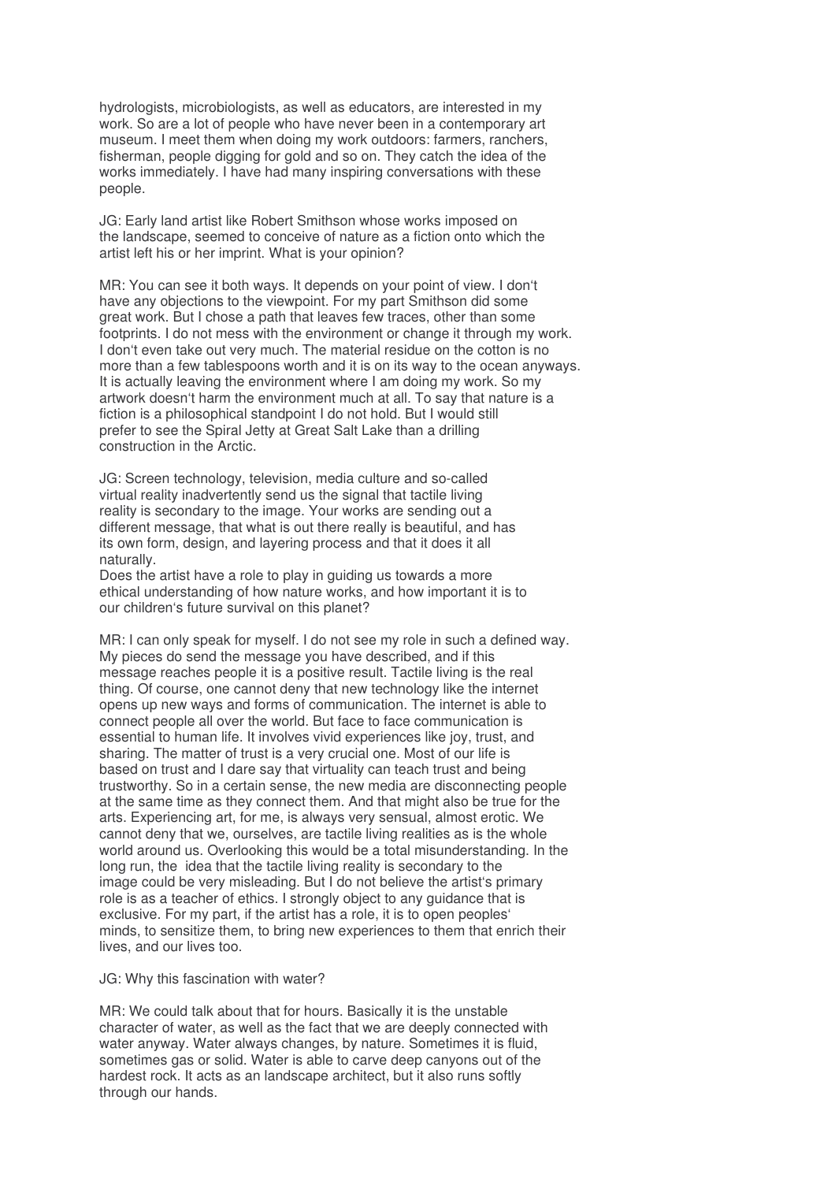hydrologists, microbiologists, as well as educators, are interested in my work. So are a lot of people who have never been in a contemporary art museum. I meet them when doing my work outdoors: farmers, ranchers, fisherman, people digging for gold and so on. They catch the idea of the works immediately. I have had many inspiring conversations with these people.

JG: Early land artist like Robert Smithson whose works imposed on the landscape, seemed to conceive of nature as a fiction onto which the artist left his or her imprint. What is your opinion?

MR: You can see it both ways. It depends on your point of view. I don't have any objections to the viewpoint. For my part Smithson did some great work. But I chose a path that leaves few traces, other than some footprints. I do not mess with the environment or change it through my work. I don't even take out very much. The material residue on the cotton is no more than a few tablespoons worth and it is on its way to the ocean anyways. It is actually leaving the environment where I am doing my work. So my artwork doesn't harm the environment much at all. To say that nature is a fiction is a philosophical standpoint I do not hold. But I would still prefer to see the Spiral Jetty at Great Salt Lake than a drilling construction in the Arctic.

JG: Screen technology, television, media culture and so-called virtual reality inadvertently send us the signal that tactile living reality is secondary to the image. Your works are sending out a different message, that what is out there really is beautiful, and has its own form, design, and layering process and that it does it all naturally.
Does the artist have a role to play in guiding us towards a more ethical understanding of how nature works, and how important it is to our children's future survival on this planet?

MR: I can only speak for myself. I do not see my role in such a defined way. My pieces do send the message you have described, and if this message reaches people it is a positive result. Tactile living is the real thing. Of course, one cannot deny that new technology like the internet opens up new ways and forms of communication. The internet is able to connect people all over the world. But face to face communication is essential to human life. It involves vivid experiences like joy, trust, and sharing. The matter of trust is a very crucial one. Most of our life is based on trust and I dare say that virtuality can teach trust and being trustworthy. So in a certain sense, the new media are disconnecting people at the same time as they connect them. And that might also be true for the arts. Experiencing art, for me, is always very sensual, almost erotic. We cannot deny that we, ourselves, are tactile living realities as is the whole world around us. Overlooking this would be a total misunderstanding. In the long run, the idea that the tactile living reality is secondary to the image could be very misleading. But I do not believe the artist's primary role is as a teacher of ethics. I strongly object to any guidance that is exclusive. For my part, if the artist has a role, it is to open peoples' minds, to sensitize them, to bring new experiences to them that enrich their lives, and our lives too.

JG: Why this fascination with water?

MR: We could talk about that for hours. Basically it is the unstable character of water, as well as the fact that we are deeply connected with water anyway. Water always changes, by nature. Sometimes it is fluid, sometimes gas or solid. Water is able to carve deep canyons out of the hardest rock. It acts as an landscape architect, but it also runs softly through our hands.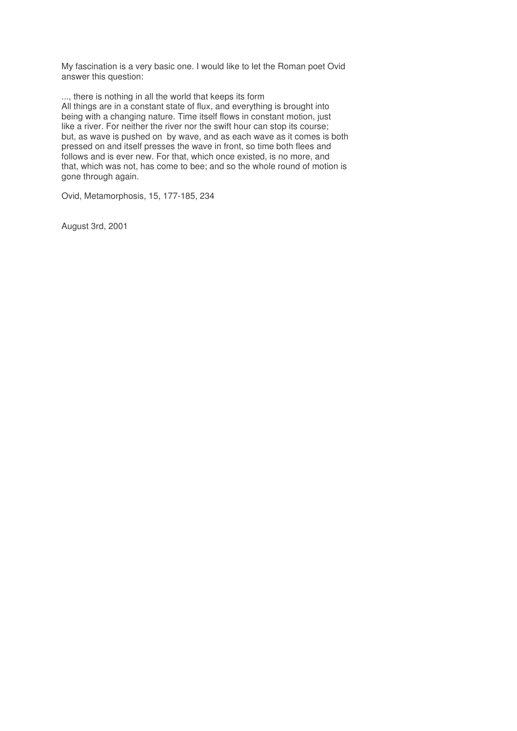My fascination is a very basic one. I would like to let the Roman poet Ovid answer this question:

..., there is nothing in all the world that keeps its form
All things are in a constant state of flux, and everything is brought into being with a changing nature. Time itself flows in constant motion, just like a river. For neither the river nor the swift hour can stop its course; but, as wave is pushed on by wave, and as each wave as it comes is both pressed on and itself presses the wave in front, so time both flees and follows and is ever new. For that, which once existed, is no more, and that, which was not, has come to bee; and so the whole round of motion is gone through again.

Ovid, Metamorphosis, 15, 177-185, 234

August 3rd, 2001